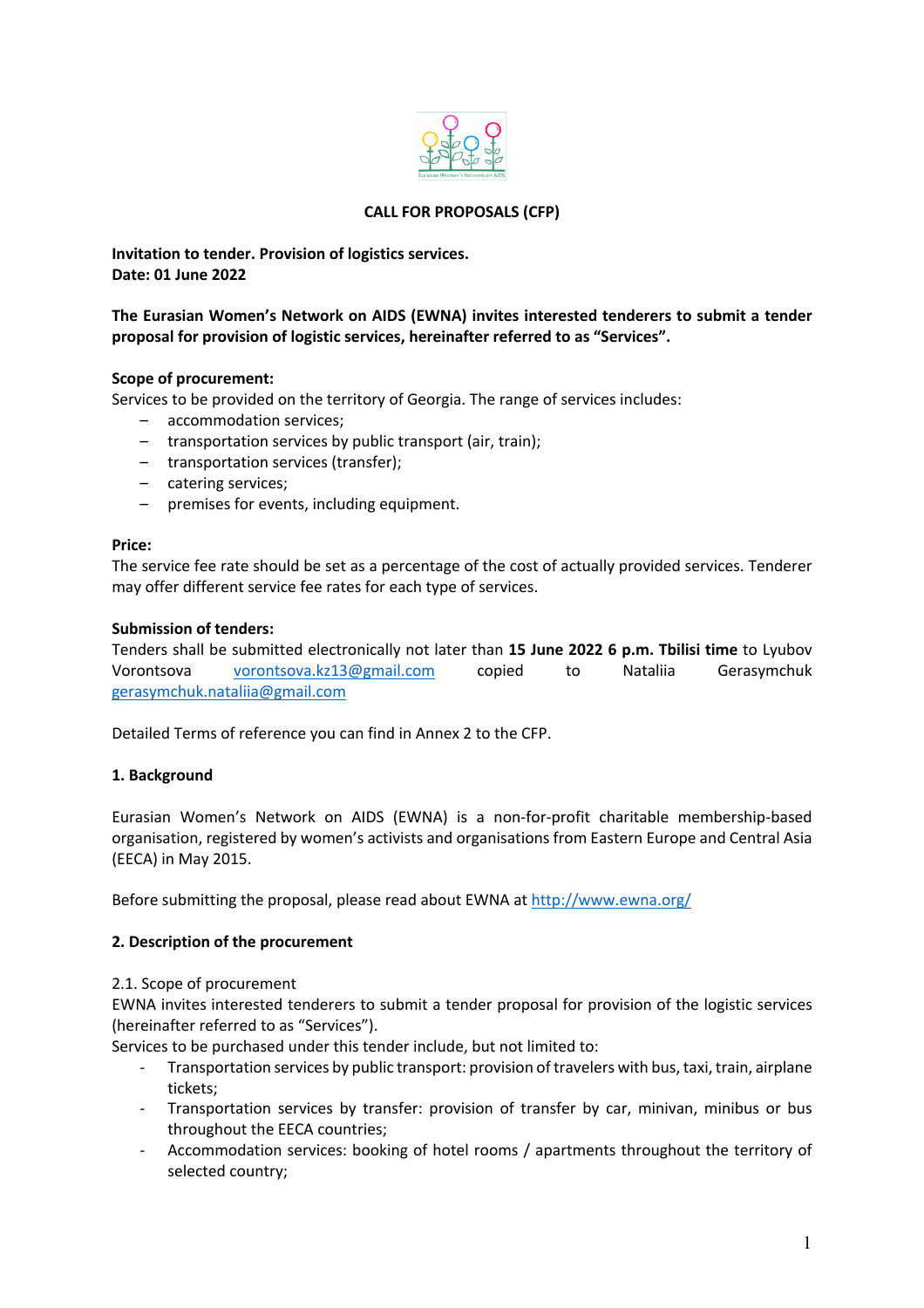**CALL FOR PROPOSALS (CFP)**

**Invitation to tender. Provision of logistics services.**
**Date: 01 June 2022**

**The Eurasian Women's Network on AIDS (EWNA) invites interested tenderers to submit a tender proposal for provision of logistic services, hereinafter referred to as "Services".**

**Scope of procurement:**
Services to be provided on the territory of Georgia. The range of services includes:

- accommodation services;
- transportation services by public transport (air, train);
- transportation services (transfer);
- catering services;
- premises for events, including equipment.

**Price:**
The service fee rate should be set as a percentage of the cost of actually provided services. Tenderer may offer different service fee rates for each type of services.

**Submission of tenders:**
Tenders shall be submitted electronically not later than **15 June 2022 6 p.m. Tbilisi time** to Lyubov Vorontsova vorontsova.kz13@gmail.com copied to Nataliia Gerasymchuk gerasymchuk.nataliia@gmail.com

Detailed Terms of reference you can find in Annex 2 to the CFP.

## 1. Background

Eurasian Women's Network on AIDS (EWNA) is a non-for-profit charitable membership-based organisation, registered by women's activists and organisations from Eastern Europe and Central Asia (EECA) in May 2015.

Before submitting the proposal, please read about EWNA at http://www.ewna.org/

## 2. Description of the procurement

2.1. Scope of procurement
EWNA invites interested tenderers to submit a tender proposal for provision of the logistic services (hereinafter referred to as "Services").
Services to be purchased under this tender include, but not limited to:

- Transportation services by public transport: provision of travelers with bus, taxi, train, airplane tickets;
- Transportation services by transfer: provision of transfer by car, minivan, minibus or bus throughout the EECA countries;
- Accommodation services: booking of hotel rooms / apartments throughout the territory of selected country;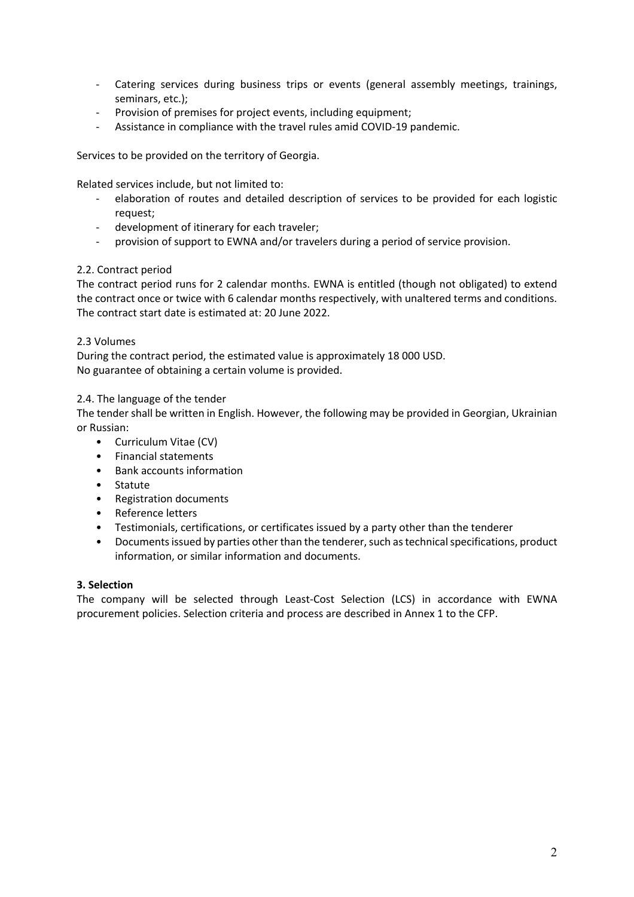- Catering services during business trips or events (general assembly meetings, trainings, seminars, etc.);
- Provision of premises for project events, including equipment;
- Assistance in compliance with the travel rules amid COVID-19 pandemic.

Services to be provided on the territory of Georgia.

Related services include, but not limited to:

- elaboration of routes and detailed description of services to be provided for each logistic request;
- development of itinerary for each traveler;
- provision of support to EWNA and/or travelers during a period of service provision.

2.2. Contract period

The contract period runs for 2 calendar months. EWNA is entitled (though not obligated) to extend the contract once or twice with 6 calendar months respectively, with unaltered terms and conditions. The contract start date is estimated at: 20 June 2022.

2.3 Volumes

During the contract period, the estimated value is approximately 18 000 USD.
No guarantee of obtaining a certain volume is provided.

2.4. The language of the tender

The tender shall be written in English. However, the following may be provided in Georgian, Ukrainian or Russian:

- Curriculum Vitae (CV)
- Financial statements
- Bank accounts information
- Statute
- Registration documents
- Reference letters
- Testimonials, certifications, or certificates issued by a party other than the tenderer
- Documents issued by parties other than the tenderer, such as technical specifications, product information, or similar information and documents.

**3. Selection**

The company will be selected through Least-Cost Selection (LCS) in accordance with EWNA procurement policies. Selection criteria and process are described in Annex 1 to the CFP.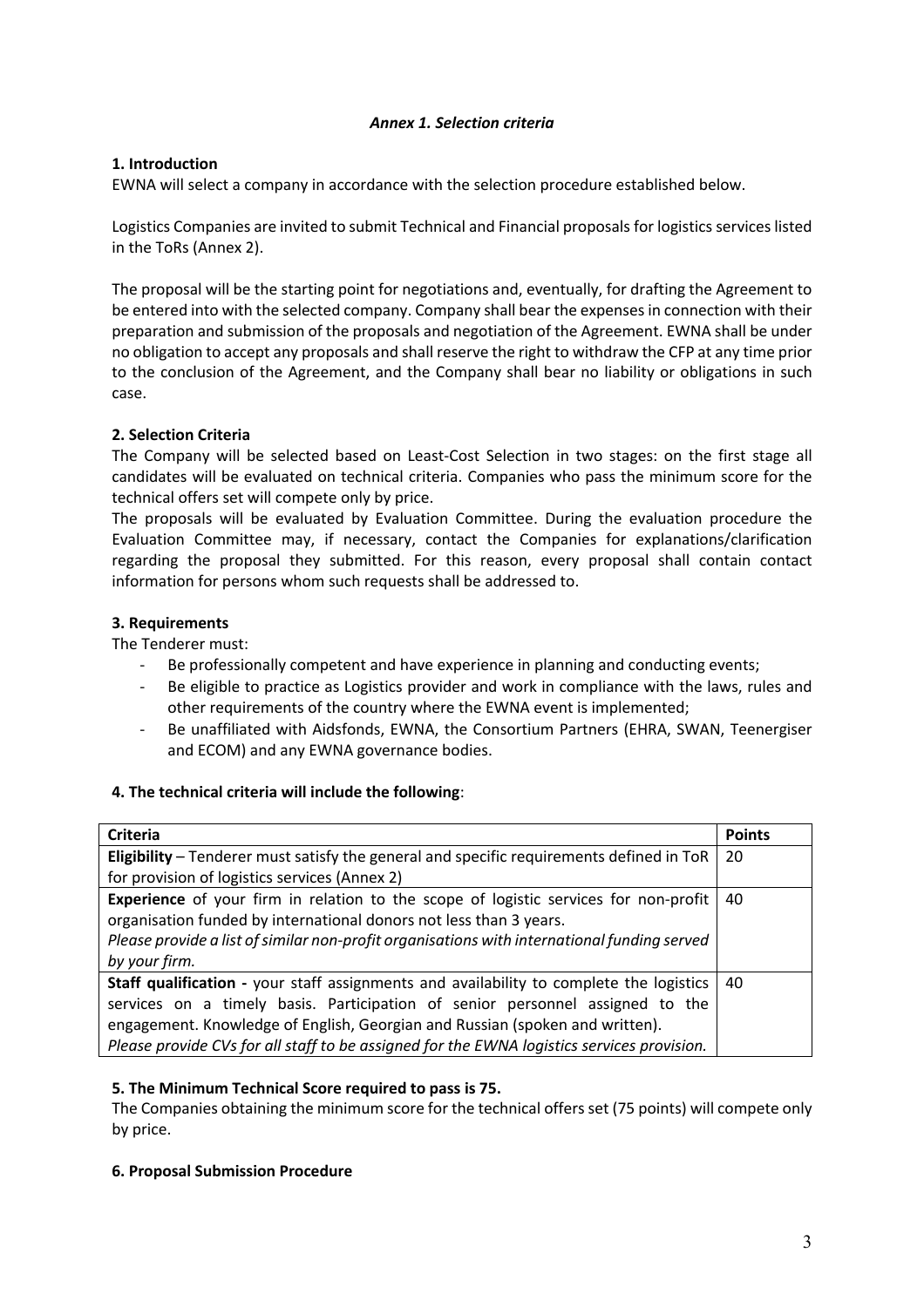***Annex 1. Selection criteria***

**1. Introduction**

EWNA will select a company in accordance with the selection procedure established below.

Logistics Companies are invited to submit Technical and Financial proposals for logistics services listed in the ToRs (Annex 2).

The proposal will be the starting point for negotiations and, eventually, for drafting the Agreement to be entered into with the selected company. Company shall bear the expenses in connection with their preparation and submission of the proposals and negotiation of the Agreement. EWNA shall be under no obligation to accept any proposals and shall reserve the right to withdraw the CFP at any time prior to the conclusion of the Agreement, and the Company shall bear no liability or obligations in such case.

**2. Selection Criteria**

The Company will be selected based on Least-Cost Selection in two stages: on the first stage all candidates will be evaluated on technical criteria. Companies who pass the minimum score for the technical offers set will compete only by price.

The proposals will be evaluated by Evaluation Committee. During the evaluation procedure the Evaluation Committee may, if necessary, contact the Companies for explanations/clarification regarding the proposal they submitted. For this reason, every proposal shall contain contact information for persons whom such requests shall be addressed to.

**3. Requirements**

The Tenderer must:

- Be professionally competent and have experience in planning and conducting events;
- Be eligible to practice as Logistics provider and work in compliance with the laws, rules and other requirements of the country where the EWNA event is implemented;
- Be unaffiliated with Aidsfonds, EWNA, the Consortium Partners (EHRA, SWAN, Teenergiser and ECOM) and any EWNA governance bodies.

**4. The technical criteria will include the following**:

| **Criteria** | **Points** |
|---|---|
| **Eligibility** – Tenderer must satisfy the general and specific requirements defined in ToR for provision of logistics services (Annex 2) | 20 |
| **Experience** of your firm in relation to the scope of logistic services for non-profit organisation funded by international donors not less than 3 years.<br>*Please provide a list of similar non-profit organisations with international funding served by your firm.* | 40 |
| **Staff qualification -** your staff assignments and availability to complete the logistics services on a timely basis. Participation of senior personnel assigned to the engagement. Knowledge of English, Georgian and Russian (spoken and written).<br>*Please provide CVs for all staff to be assigned for the EWNA logistics services provision.* | 40 |

**5. The Minimum Technical Score required to pass is 75.**

The Companies obtaining the minimum score for the technical offers set (75 points) will compete only by price.

**6. Proposal Submission Procedure**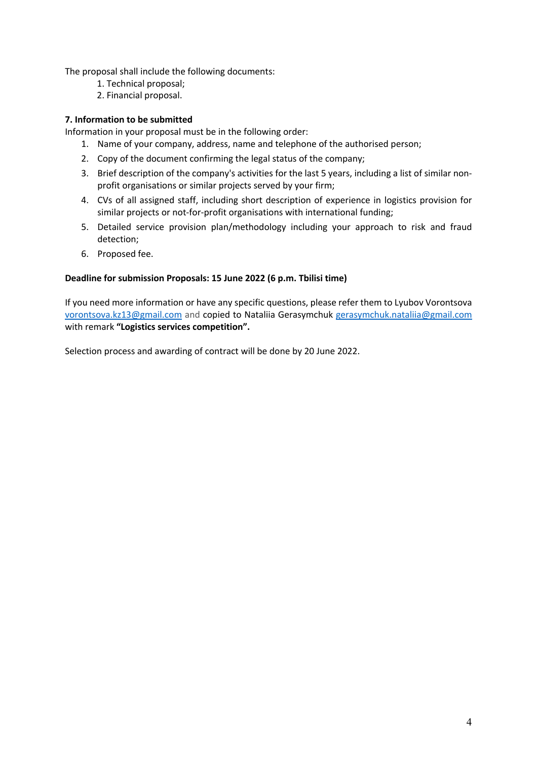The proposal shall include the following documents:

1. Technical proposal;
2. Financial proposal.

**7. Information to be submitted**

Information in your proposal must be in the following order:

1. Name of your company, address, name and telephone of the authorised person;
2. Copy of the document confirming the legal status of the company;
3. Brief description of the company's activities for the last 5 years, including a list of similar non-profit organisations or similar projects served by your firm;
4. CVs of all assigned staff, including short description of experience in logistics provision for similar projects or not-for-profit organisations with international funding;
5. Detailed service provision plan/methodology including your approach to risk and fraud detection;
6. Proposed fee.

**Deadline for submission Proposals: 15 June 2022 (6 p.m. Tbilisi time)**

If you need more information or have any specific questions, please refer them to Lyubov Vorontsova vorontsova.kz13@gmail.com and copied to Nataliia Gerasymchuk gerasymchuk.nataliia@gmail.com with remark **"Logistics services competition".**

Selection process and awarding of contract will be done by 20 June 2022.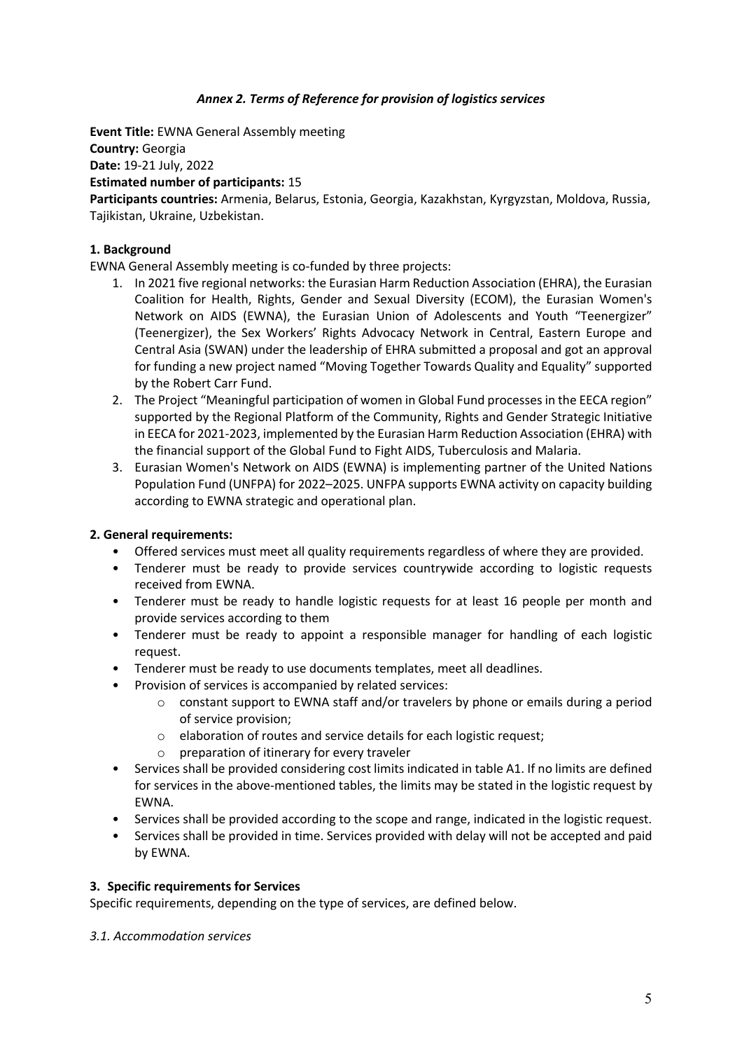### *Annex 2. Terms of Reference for provision of logistics services*

**Event Title:** EWNA General Assembly meeting
**Country:** Georgia
**Date:** 19-21 July, 2022
**Estimated number of participants:** 15
**Participants countries:** Armenia, Belarus, Estonia, Georgia, Kazakhstan, Kyrgyzstan, Moldova, Russia, Tajikistan, Ukraine, Uzbekistan.

#### 1. Background

EWNA General Assembly meeting is co-funded by three projects:

1. In 2021 five regional networks: the Eurasian Harm Reduction Association (EHRA), the Eurasian Coalition for Health, Rights, Gender and Sexual Diversity (ECOM), the Eurasian Women's Network on AIDS (EWNA), the Eurasian Union of Adolescents and Youth "Teenergizer" (Teenergizer), the Sex Workers' Rights Advocacy Network in Central, Eastern Europe and Central Asia (SWAN) under the leadership of EHRA submitted a proposal and got an approval for funding a new project named "Moving Together Towards Quality and Equality" supported by the Robert Carr Fund.
2. The Project "Meaningful participation of women in Global Fund processes in the EECA region" supported by the Regional Platform of the Community, Rights and Gender Strategic Initiative in EECA for 2021-2023, implemented by the Eurasian Harm Reduction Association (EHRA) with the financial support of the Global Fund to Fight AIDS, Tuberculosis and Malaria.
3. Eurasian Women's Network on AIDS (EWNA) is implementing partner of the United Nations Population Fund (UNFPA) for 2022–2025. UNFPA supports EWNA activity on capacity building according to EWNA strategic and operational plan.

#### 2. General requirements:

- Offered services must meet all quality requirements regardless of where they are provided.
- Tenderer must be ready to provide services countrywide according to logistic requests received from EWNA.
- Tenderer must be ready to handle logistic requests for at least 16 people per month and provide services according to them
- Tenderer must be ready to appoint a responsible manager for handling of each logistic request.
- Tenderer must be ready to use documents templates, meet all deadlines.
- Provision of services is accompanied by related services:
  - constant support to EWNA staff and/or travelers by phone or emails during a period of service provision;
  - elaboration of routes and service details for each logistic request;
  - preparation of itinerary for every traveler
- Services shall be provided considering cost limits indicated in table A1. If no limits are defined for services in the above-mentioned tables, the limits may be stated in the logistic request by EWNA.
- Services shall be provided according to the scope and range, indicated in the logistic request.
- Services shall be provided in time. Services provided with delay will not be accepted and paid by EWNA.

#### 3. Specific requirements for Services

Specific requirements, depending on the type of services, are defined below.

*3.1. Accommodation services*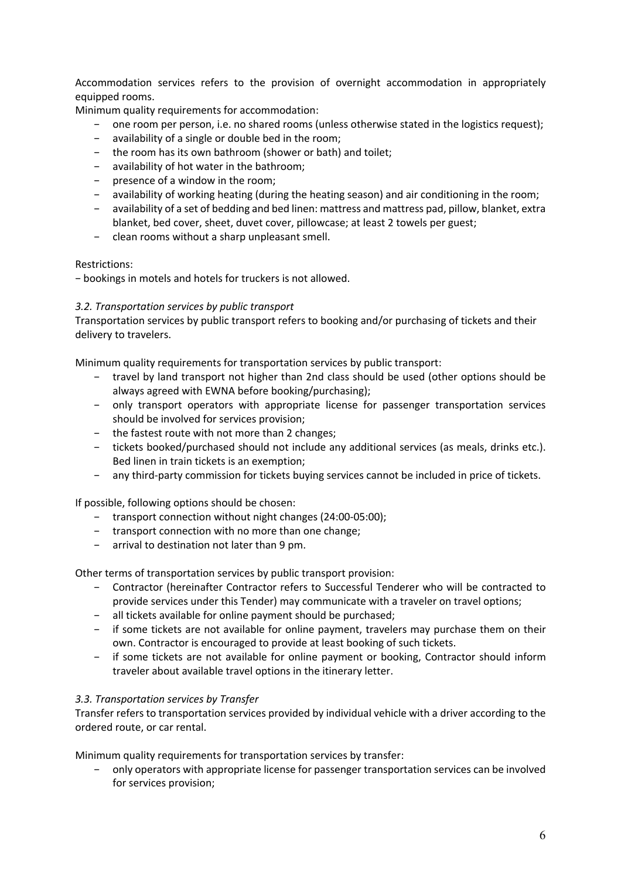Accommodation services refers to the provision of overnight accommodation in appropriately equipped rooms.

Minimum quality requirements for accommodation:

- one room per person, i.e. no shared rooms (unless otherwise stated in the logistics request);
- availability of a single or double bed in the room;
- the room has its own bathroom (shower or bath) and toilet;
- availability of hot water in the bathroom;
- presence of a window in the room;
- availability of working heating (during the heating season) and air conditioning in the room;
- availability of a set of bedding and bed linen: mattress and mattress pad, pillow, blanket, extra blanket, bed cover, sheet, duvet cover, pillowcase; at least 2 towels per guest;
- clean rooms without a sharp unpleasant smell.

Restrictions:

- bookings in motels and hotels for truckers is not allowed.

*3.2. Transportation services by public transport*

Transportation services by public transport refers to booking and/or purchasing of tickets and their delivery to travelers.

Minimum quality requirements for transportation services by public transport:

- travel by land transport not higher than 2nd class should be used (other options should be always agreed with EWNA before booking/purchasing);
- only transport operators with appropriate license for passenger transportation services should be involved for services provision;
- the fastest route with not more than 2 changes;
- tickets booked/purchased should not include any additional services (as meals, drinks etc.). Bed linen in train tickets is an exemption;
- any third-party commission for tickets buying services cannot be included in price of tickets.

If possible, following options should be chosen:

- transport connection without night changes (24:00-05:00);
- transport connection with no more than one change;
- arrival to destination not later than 9 pm.

Other terms of transportation services by public transport provision:

- Contractor (hereinafter Contractor refers to Successful Tenderer who will be contracted to provide services under this Tender) may communicate with a traveler on travel options;
- all tickets available for online payment should be purchased;
- if some tickets are not available for online payment, travelers may purchase them on their own. Contractor is encouraged to provide at least booking of such tickets.
- if some tickets are not available for online payment or booking, Contractor should inform traveler about available travel options in the itinerary letter.

*3.3. Transportation services by Transfer*

Transfer refers to transportation services provided by individual vehicle with a driver according to the ordered route, or car rental.

Minimum quality requirements for transportation services by transfer:

- only operators with appropriate license for passenger transportation services can be involved for services provision;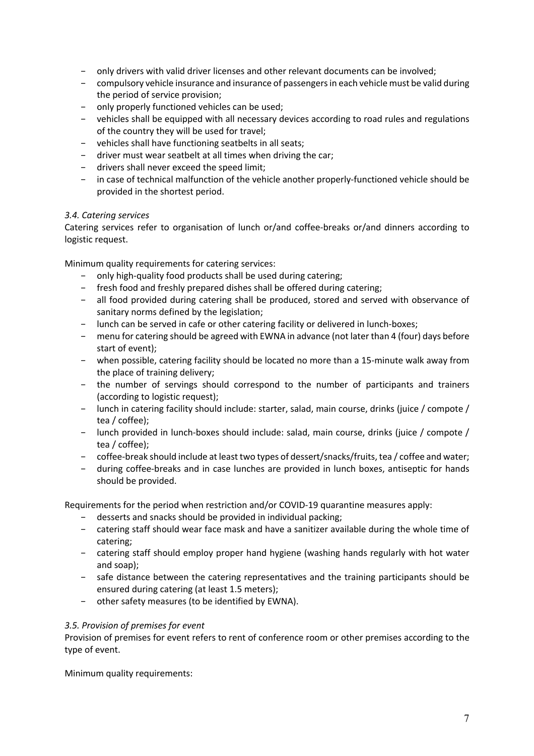- only drivers with valid driver licenses and other relevant documents can be involved;
- compulsory vehicle insurance and insurance of passengers in each vehicle must be valid during the period of service provision;
- only properly functioned vehicles can be used;
- vehicles shall be equipped with all necessary devices according to road rules and regulations of the country they will be used for travel;
- vehicles shall have functioning seatbelts in all seats;
- driver must wear seatbelt at all times when driving the car;
- drivers shall never exceed the speed limit;
- in case of technical malfunction of the vehicle another properly-functioned vehicle should be provided in the shortest period.

### *3.4. Catering services*

Catering services refer to organisation of lunch or/and coffee-breaks or/and dinners according to logistic request.

Minimum quality requirements for catering services:

- only high-quality food products shall be used during catering;
- fresh food and freshly prepared dishes shall be offered during catering;
- all food provided during catering shall be produced, stored and served with observance of sanitary norms defined by the legislation;
- lunch can be served in cafe or other catering facility or delivered in lunch-boxes;
- menu for catering should be agreed with EWNA in advance (not later than 4 (four) days before start of event);
- when possible, catering facility should be located no more than a 15-minute walk away from the place of training delivery;
- the number of servings should correspond to the number of participants and trainers (according to logistic request);
- lunch in catering facility should include: starter, salad, main course, drinks (juice / compote / tea / coffee);
- lunch provided in lunch-boxes should include: salad, main course, drinks (juice / compote / tea / coffee);
- coffee-break should include at least two types of dessert/snacks/fruits, tea / coffee and water;
- during coffee-breaks and in case lunches are provided in lunch boxes, antiseptic for hands should be provided.

Requirements for the period when restriction and/or COVID-19 quarantine measures apply:

- desserts and snacks should be provided in individual packing;
- catering staff should wear face mask and have a sanitizer available during the whole time of catering;
- catering staff should employ proper hand hygiene (washing hands regularly with hot water and soap);
- safe distance between the catering representatives and the training participants should be ensured during catering (at least 1.5 meters);
- other safety measures (to be identified by EWNA).

### *3.5. Provision of premises for event*

Provision of premises for event refers to rent of conference room or other premises according to the type of event.

Minimum quality requirements: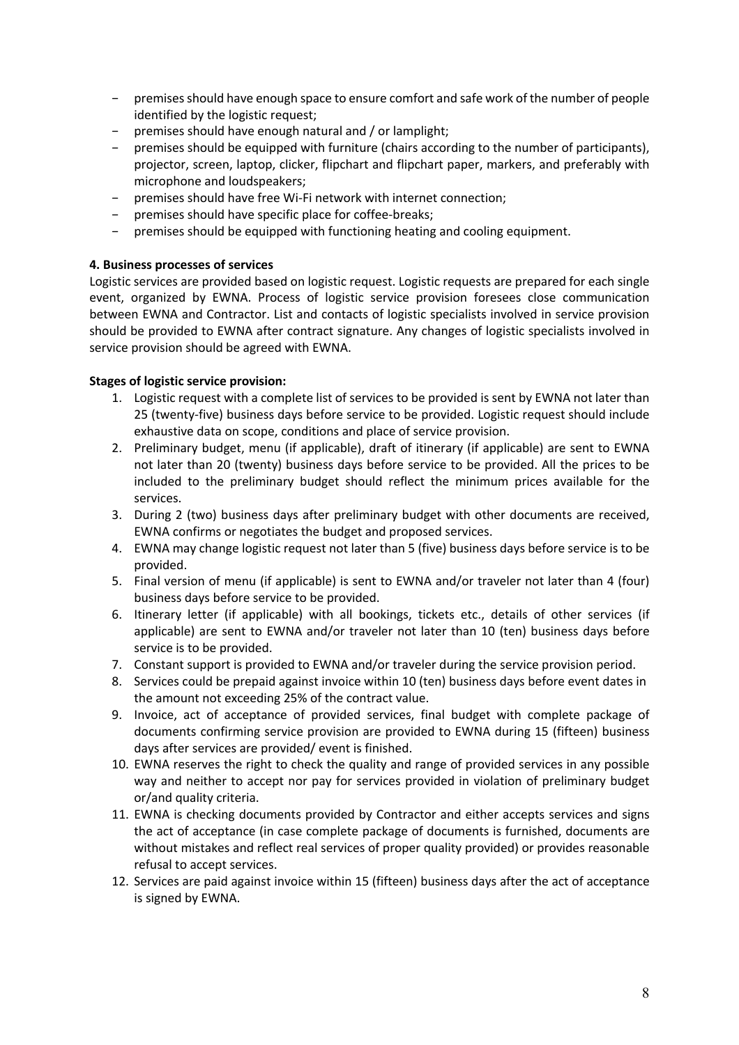- premises should have enough space to ensure comfort and safe work of the number of people identified by the logistic request;
- premises should have enough natural and / or lamplight;
- premises should be equipped with furniture (chairs according to the number of participants), projector, screen, laptop, clicker, flipchart and flipchart paper, markers, and preferably with microphone and loudspeakers;
- premises should have free Wi-Fi network with internet connection;
- premises should have specific place for coffee-breaks;
- premises should be equipped with functioning heating and cooling equipment.

**4. Business processes of services**

Logistic services are provided based on logistic request. Logistic requests are prepared for each single event, organized by EWNA. Process of logistic service provision foresees close communication between EWNA and Contractor. List and contacts of logistic specialists involved in service provision should be provided to EWNA after contract signature. Any changes of logistic specialists involved in service provision should be agreed with EWNA.

**Stages of logistic service provision:**

1. Logistic request with a complete list of services to be provided is sent by EWNA not later than 25 (twenty-five) business days before service to be provided. Logistic request should include exhaustive data on scope, conditions and place of service provision.
2. Preliminary budget, menu (if applicable), draft of itinerary (if applicable) are sent to EWNA not later than 20 (twenty) business days before service to be provided. All the prices to be included to the preliminary budget should reflect the minimum prices available for the services.
3. During 2 (two) business days after preliminary budget with other documents are received, EWNA confirms or negotiates the budget and proposed services.
4. EWNA may change logistic request not later than 5 (five) business days before service is to be provided.
5. Final version of menu (if applicable) is sent to EWNA and/or traveler not later than 4 (four) business days before service to be provided.
6. Itinerary letter (if applicable) with all bookings, tickets etc., details of other services (if applicable) are sent to EWNA and/or traveler not later than 10 (ten) business days before service is to be provided.
7. Constant support is provided to EWNA and/or traveler during the service provision period.
8. Services could be prepaid against invoice within 10 (ten) business days before event dates in the amount not exceeding 25% of the contract value.
9. Invoice, act of acceptance of provided services, final budget with complete package of documents confirming service provision are provided to EWNA during 15 (fifteen) business days after services are provided/ event is finished.
10. EWNA reserves the right to check the quality and range of provided services in any possible way and neither to accept nor pay for services provided in violation of preliminary budget or/and quality criteria.
11. EWNA is checking documents provided by Contractor and either accepts services and signs the act of acceptance (in case complete package of documents is furnished, documents are without mistakes and reflect real services of proper quality provided) or provides reasonable refusal to accept services.
12. Services are paid against invoice within 15 (fifteen) business days after the act of acceptance is signed by EWNA.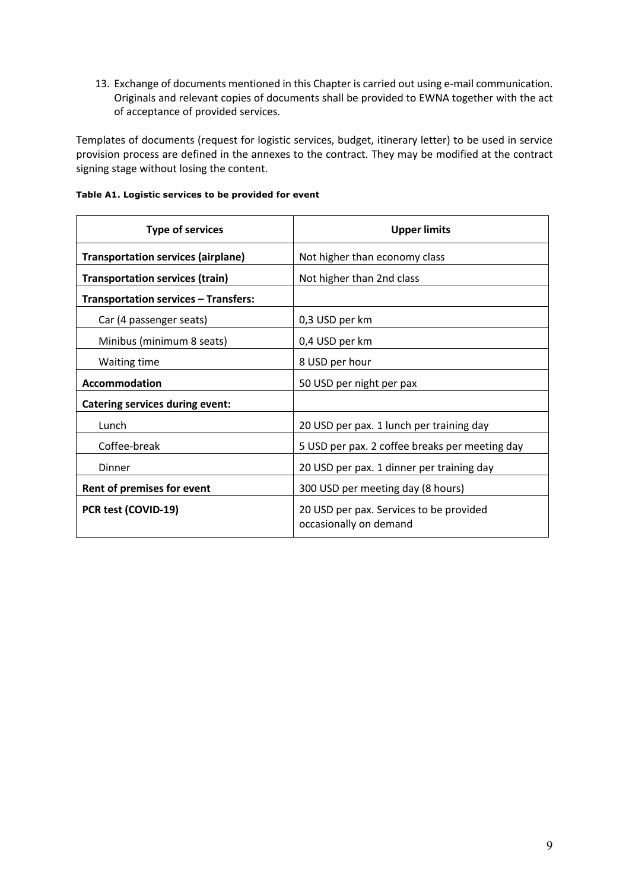13. Exchange of documents mentioned in this Chapter is carried out using e-mail communication. Originals and relevant copies of documents shall be provided to EWNA together with the act of acceptance of provided services.

Templates of documents (request for logistic services, budget, itinerary letter) to be used in service provision process are defined in the annexes to the contract. They may be modified at the contract signing stage without losing the content.

**Table A1. Logistic services to be provided for event**

| Type of services | Upper limits |
|---|---|
| **Transportation services (airplane)** | Not higher than economy class |
| **Transportation services (train)** | Not higher than 2nd class |
| **Transportation services – Transfers:** | |
| Car (4 passenger seats) | 0,3 USD per km |
| Minibus (minimum 8 seats) | 0,4 USD per km |
| Waiting time | 8 USD per hour |
| **Accommodation** | 50 USD per night per pax |
| **Catering services during event:** | |
| Lunch | 20 USD per pax. 1 lunch per training day |
| Coffee-break | 5 USD per pax. 2 coffee breaks per meeting day |
| Dinner | 20 USD per pax. 1 dinner per training day |
| **Rent of premises for event** | 300 USD per meeting day (8 hours) |
| **PCR test (COVID-19)** | 20 USD per pax. Services to be provided occasionally on demand |